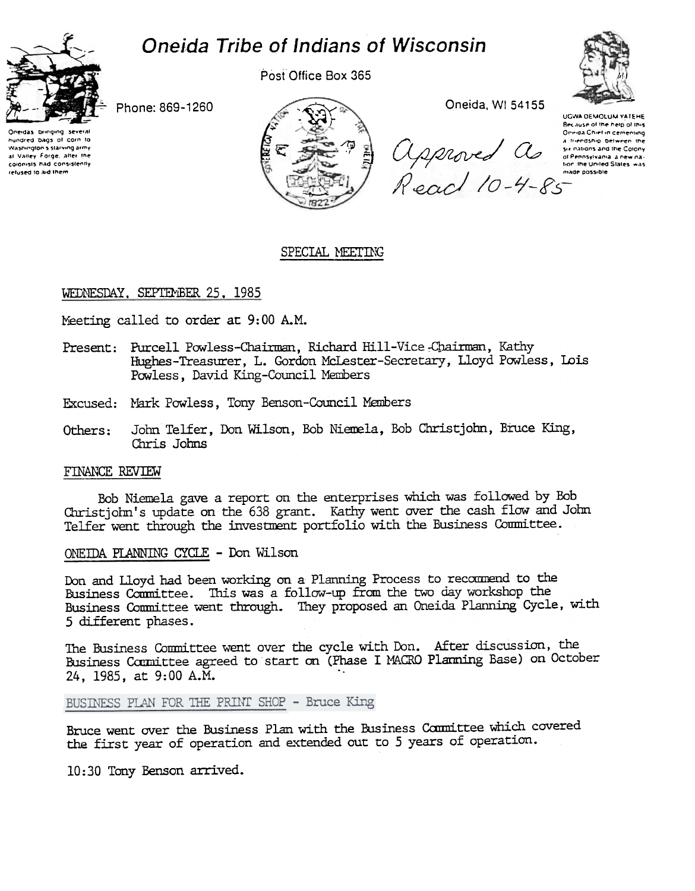# Oneida Tribe of Indians of Wisconsin

Oneidas bringing several hundred bags of corn to Washington's starving army at Valley Forge, after the colonists had consistently refused to aid them

Phone: 869-1260

Post Office Box 365

Oneida, WI 54155

UGWA DEMOLUM YATEHE Because of the help of this Oneida Chief in cementing a friendship between the six nations and the Colony of Pennsylvania, a new nation, the United States was made possible

Approved as Read 10-4-85

## SPECIAL MEETING

WEDNESDAY, SEPTEMBER 25, 1985

Meeting called to order at 9:00 A.M.

Present: Purcell Powless-Chairman, Richard Hill-Vice-Chairman, Kathy Hughes-Treasurer, L. Gordon McLester-Secretary, Lloyd Powless, Lois Powless, David King-Council Members

Excused: Mark Powless, Tony Benson-Council Members

Others: John Telfer, Don Wilson, Bob Niemela, Bob Christjohn, Bruce King, Chris Johns

### FINANCE REVIEW

Bob Niemela gave a report on the enterprises which was followed by Bob Christjohn's update on the 638 grant. Kathy went over the cash flow and John Telfer went through the investment portfolio with the Business Committee.

### ONEIDA PLANNING CYCLE - Don Wilson

Don and Lloyd had been working on a Planning Process to recommend to the Business Committee. This was a follow-up from the two day workshop the Business Committee went through. They proposed an Oneida Planning Cycle, with 5 different phases.

The Business Committee went over the cycle with Don. After discussion, the Business Committee agreed to start on (Phase I MACRO Planning Base) on October 24, 1985, at 9:00 A.M.

### BUSINESS PLAN FOR THE PRINT SHOP - Bruce King

Bruce went over the Business Plan with the Business Committee which covered the first year of operation and extended out to 5 years of operation.

10:30 Tony Benson arrived.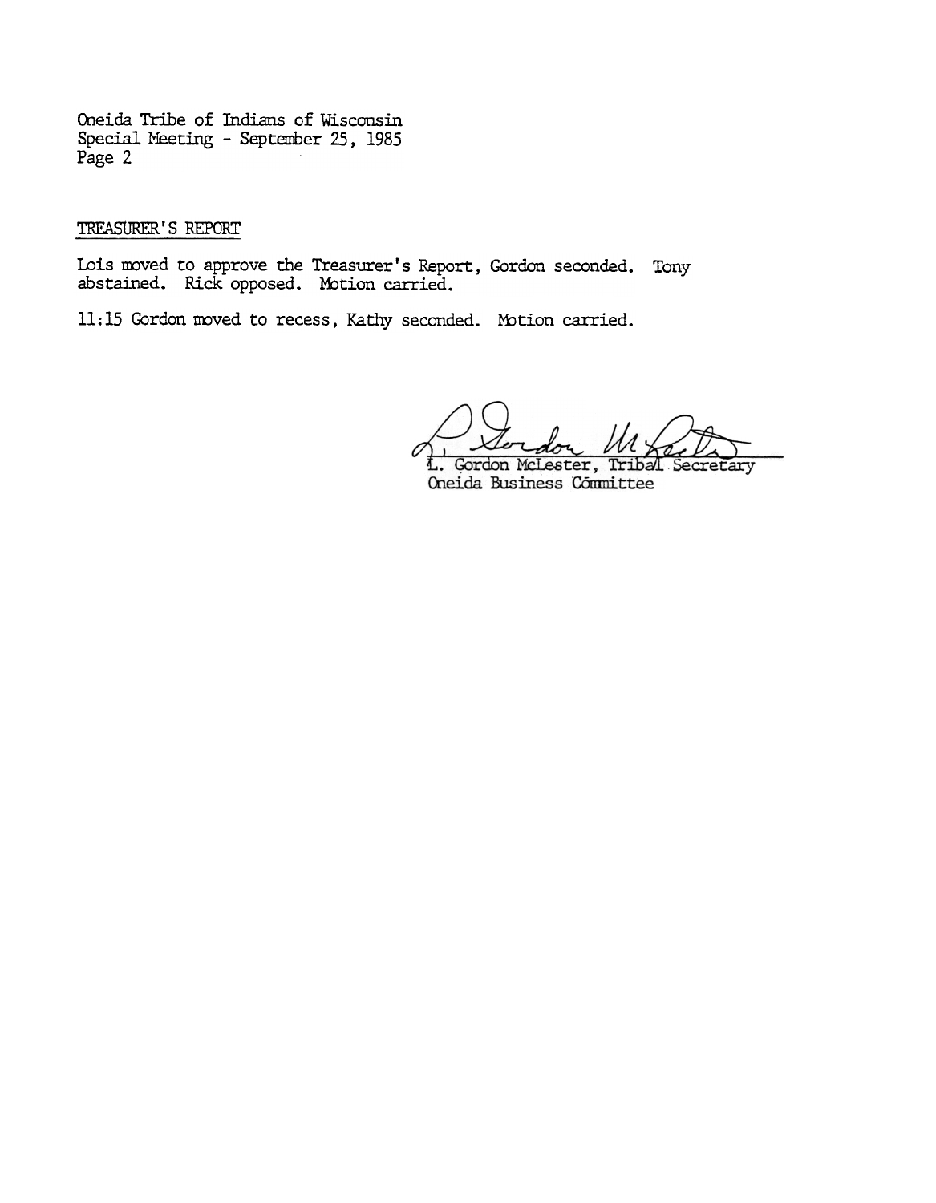Oneida Tribe of Indians of Wisconsin
Special Meeting - September 25, 1985
Page 2

TREASURER'S REPORT

Lois moved to approve the Treasurer's Report, Gordon seconded. Tony abstained. Rick opposed. Motion carried.

11:15 Gordon moved to recess, Kathy seconded. Motion carried.

L. Gordon McLester, Tribal Secretary
Oneida Business Committee